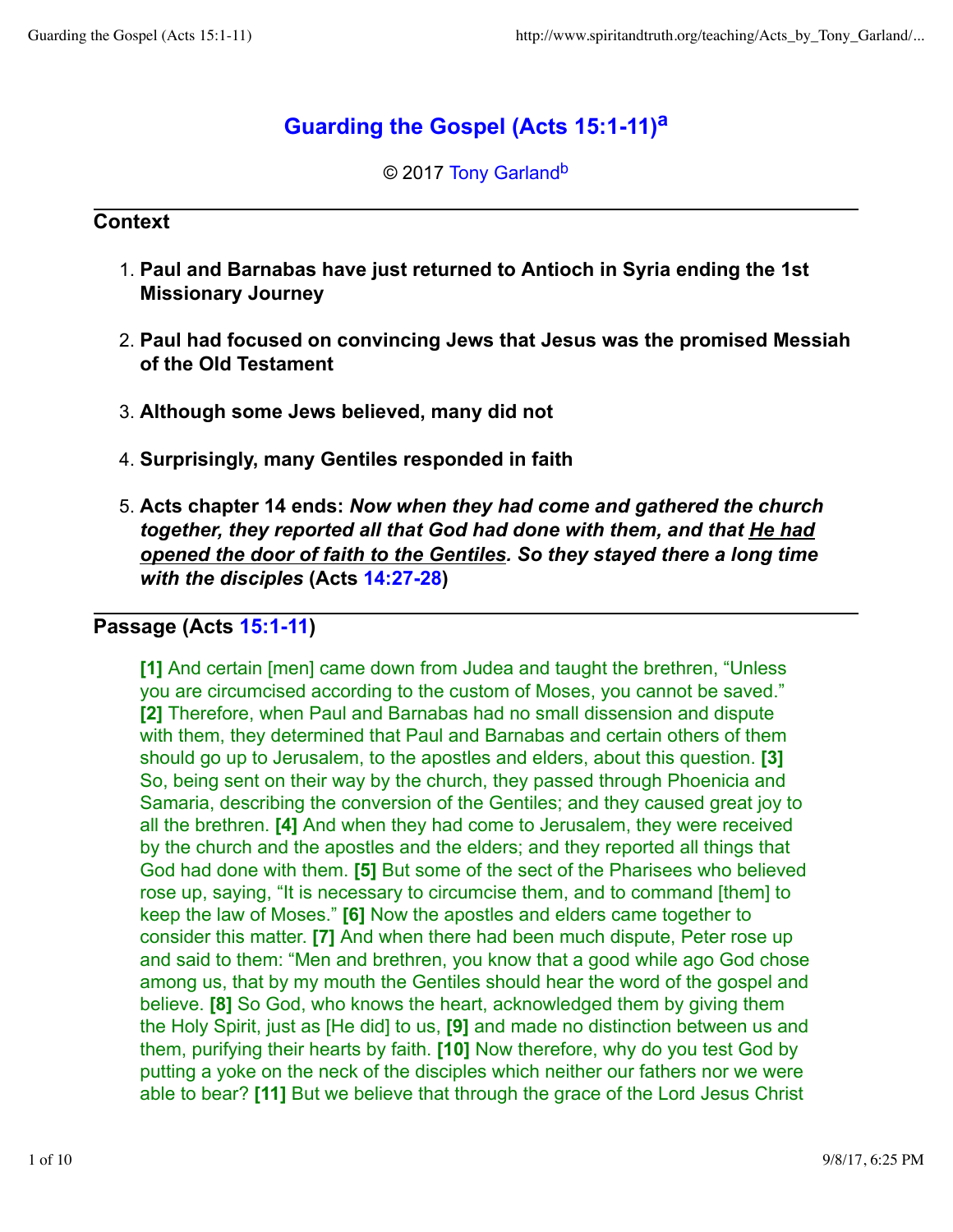# Guarding the Gospel (Acts 15:1-11)[a]

© 2017 Tony Garland[b]

## Context

1. **Paul and Barnabas have just returned to Antioch in Syria ending the 1st Missionary Journey**
2. **Paul had focused on convincing Jews that Jesus was the promised Messiah of the Old Testament**
3. **Although some Jews believed, many did not**
4. **Surprisingly, many Gentiles responded in faith**
5. **Acts chapter 14 ends: *Now when they had come and gathered the church together, they reported all that God had done with them, and that <u>He had opened the door of faith to the Gentiles</u>. So they stayed there a long time with the disciples* (Acts 14:27-28)**

## Passage (Acts 15:1-11)

**[1]** And certain [men] came down from Judea and taught the brethren, "Unless you are circumcised according to the custom of Moses, you cannot be saved." **[2]** Therefore, when Paul and Barnabas had no small dissension and dispute with them, they determined that Paul and Barnabas and certain others of them should go up to Jerusalem, to the apostles and elders, about this question. **[3]** So, being sent on their way by the church, they passed through Phoenicia and Samaria, describing the conversion of the Gentiles; and they caused great joy to all the brethren. **[4]** And when they had come to Jerusalem, they were received by the church and the apostles and the elders; and they reported all things that God had done with them. **[5]** But some of the sect of the Pharisees who believed rose up, saying, "It is necessary to circumcise them, and to command [them] to keep the law of Moses." **[6]** Now the apostles and elders came together to consider this matter. **[7]** And when there had been much dispute, Peter rose up and said to them: "Men and brethren, you know that a good while ago God chose among us, that by my mouth the Gentiles should hear the word of the gospel and believe. **[8]** So God, who knows the heart, acknowledged them by giving them the Holy Spirit, just as [He did] to us, **[9]** and made no distinction between us and them, purifying their hearts by faith. **[10]** Now therefore, why do you test God by putting a yoke on the neck of the disciples which neither our fathers nor we were able to bear? **[11]** But we believe that through the grace of the Lord Jesus Christ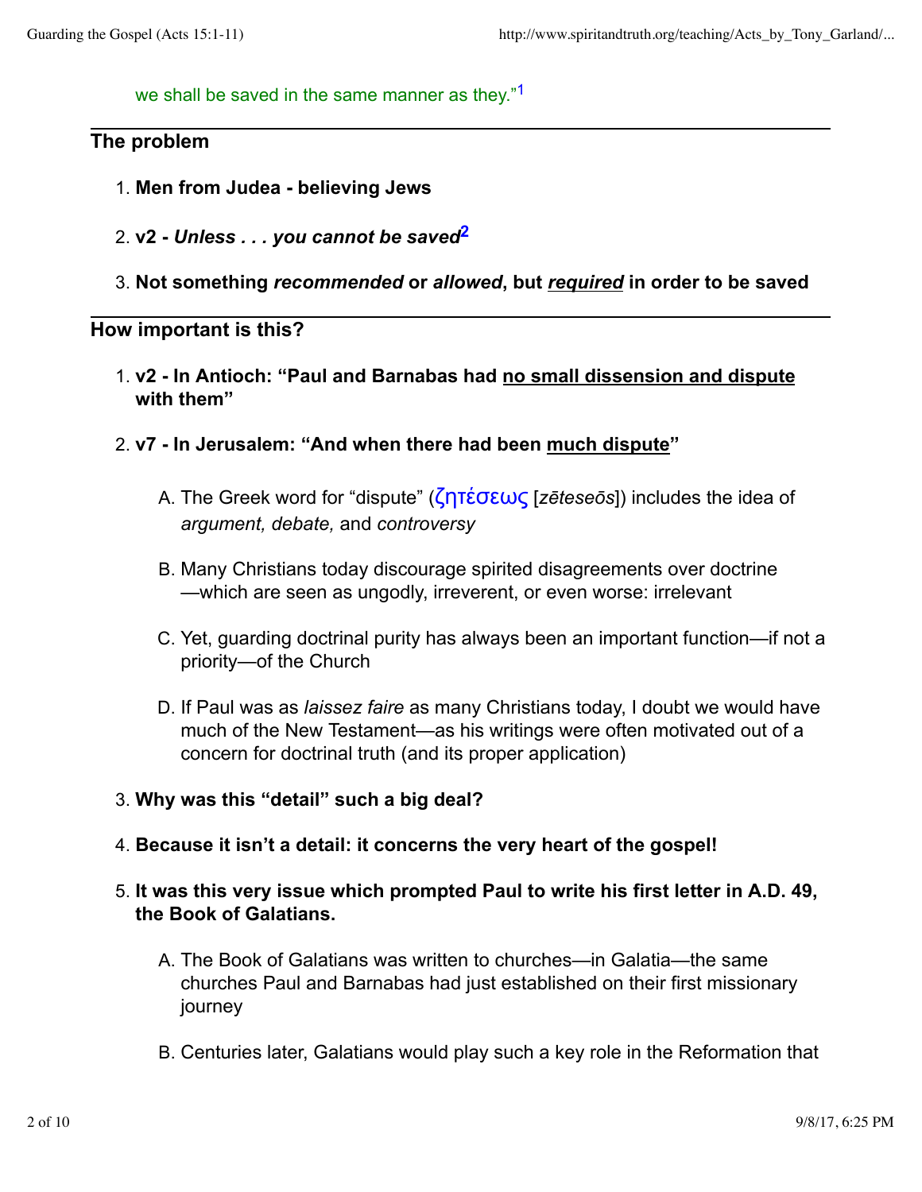we shall be saved in the same manner as they."[1]

---

**The problem**

1. **Men from Judea - believing Jews**
2. **v2 - *Unless . . . you cannot be saved*[2]**
3. **Not something *recommended* or *allowed*, but *required* in order to be saved**

---

**How important is this?**

1. **v2 - In Antioch: "Paul and Barnabas had no small dissension and dispute with them"**
2. **v7 - In Jerusalem: "And when there had been much dispute"**
   A. The Greek word for "dispute" (ζητέσεως [*zēteseōs*]) includes the idea of *argument, debate,* and *controversy*
   B. Many Christians today discourage spirited disagreements over doctrine—which are seen as ungodly, irreverent, or even worse: irrelevant
   C. Yet, guarding doctrinal purity has always been an important function—if not a priority—of the Church
   D. If Paul was as *laissez faire* as many Christians today, I doubt we would have much of the New Testament—as his writings were often motivated out of a concern for doctrinal truth (and its proper application)
3. **Why was this "detail" such a big deal?**
4. **Because it isn't a detail: it concerns the very heart of the gospel!**
5. **It was this very issue which prompted Paul to write his first letter in A.D. 49, the Book of Galatians.**
   A. The Book of Galatians was written to churches—in Galatia—the same churches Paul and Barnabas had just established on their first missionary journey
   B. Centuries later, Galatians would play such a key role in the Reformation that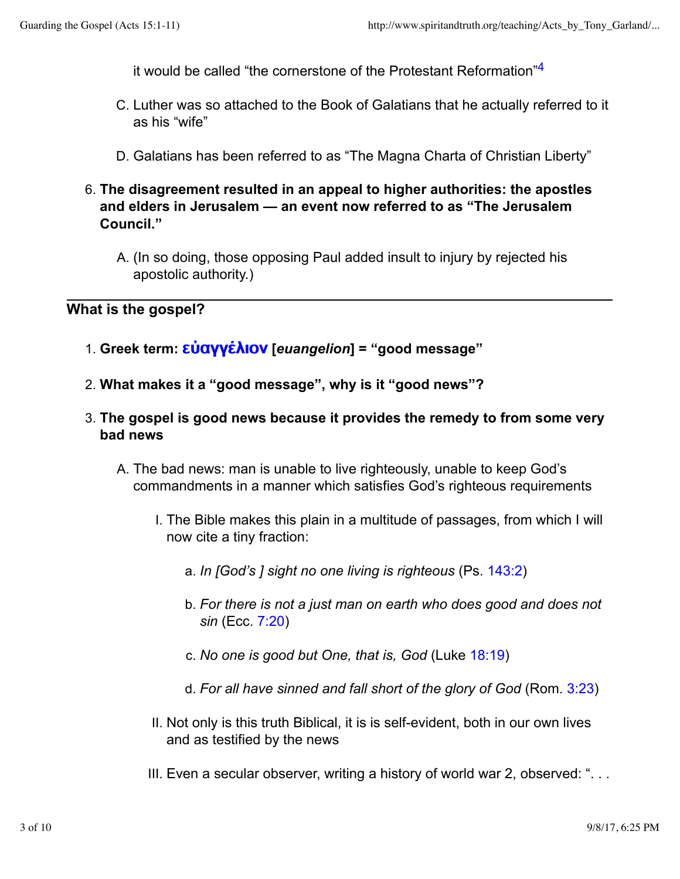it would be called "the cornerstone of the Protestant Reformation"[4]

C. Luther was so attached to the Book of Galatians that he actually referred to it as his "wife"

D. Galatians has been referred to as "The Magna Charta of Christian Liberty"

6. **The disagreement resulted in an appeal to higher authorities: the apostles and elders in Jerusalem — an event now referred to as "The Jerusalem Council."**

   A. (In so doing, those opposing Paul added insult to injury by rejected his apostolic authority.)

---

### What is the gospel?

1. **Greek term: εὐαγγέλιον [*euangelion*] = "good message"**

2. **What makes it a "good message", why is it "good news"?**

3. **The gospel is good news because it provides the remedy to from some very bad news**

   A. The bad news: man is unable to live righteously, unable to keep God's commandments in a manner which satisfies God's righteous requirements

      I. The Bible makes this plain in a multitude of passages, from which I will now cite a tiny fraction:

         a. *In [God's ] sight no one living is righteous* (Ps. 143:2)

         b. *For there is not a just man on earth who does good and does not sin* (Ecc. 7:20)

         c. *No one is good but One, that is, God* (Luke 18:19)

         d. *For all have sinned and fall short of the glory of God* (Rom. 3:23)

      II. Not only is this truth Biblical, it is is self-evident, both in our own lives and as testified by the news

      III. Even a secular observer, writing a history of world war 2, observed: ". . .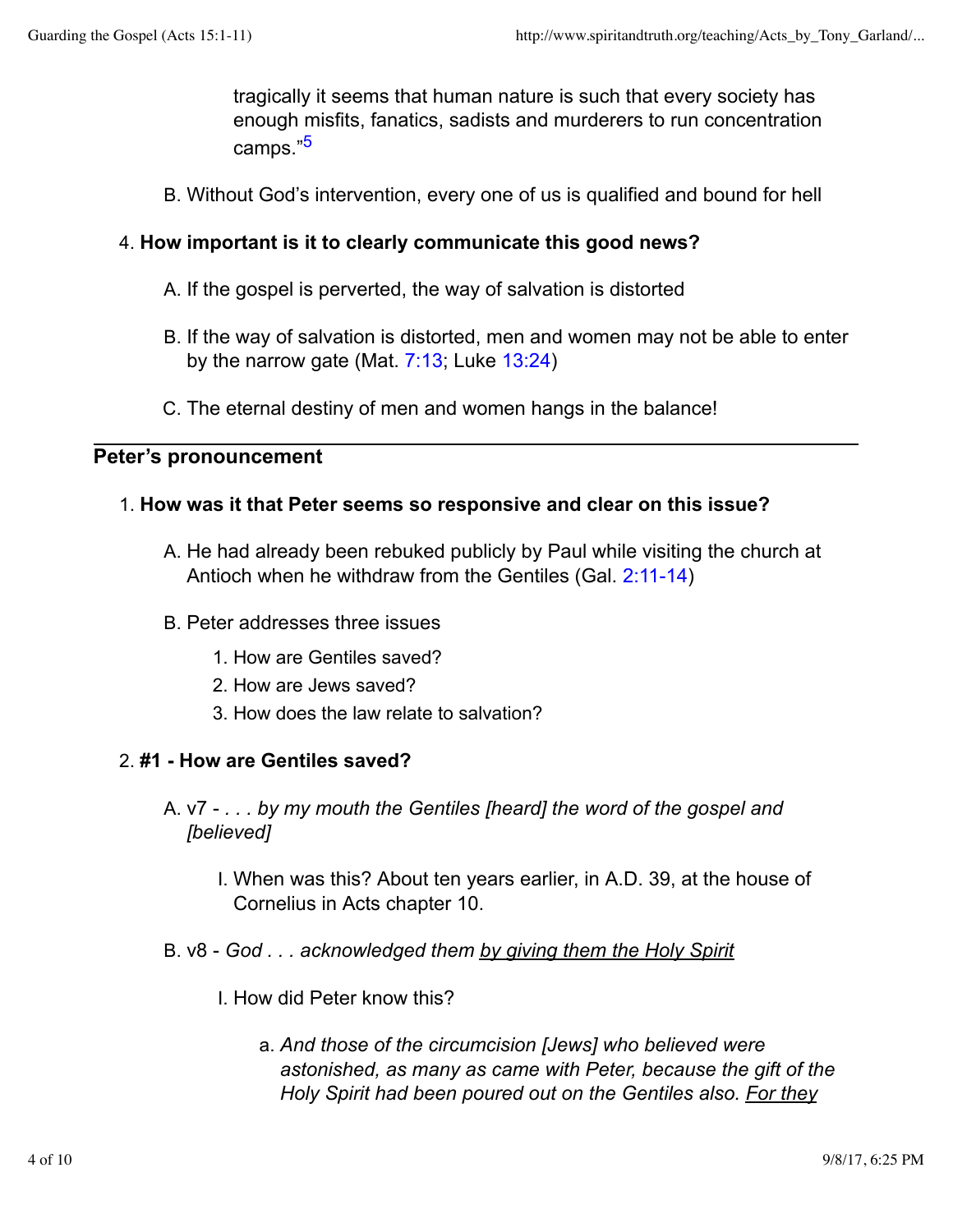tragically it seems that human nature is such that every society has enough misfits, fanatics, sadists and murderers to run concentration camps."[5]

B. Without God's intervention, every one of us is qualified and bound for hell

4. **How important is it to clearly communicate this good news?**

   A. If the gospel is perverted, the way of salvation is distorted

   B. If the way of salvation is distorted, men and women may not be able to enter by the narrow gate (Mat. 7:13; Luke 13:24)

   C. The eternal destiny of men and women hangs in the balance!

---

## Peter's pronouncement

1. **How was it that Peter seems so responsive and clear on this issue?**

   A. He had already been rebuked publicly by Paul while visiting the church at Antioch when he withdraw from the Gentiles (Gal. 2:11-14)

   B. Peter addresses three issues

      1. How are Gentiles saved?
      2. How are Jews saved?
      3. How does the law relate to salvation?

2. **#1 - How are Gentiles saved?**

   A. v7 - *. . . by my mouth the Gentiles [heard] the word of the gospel and [believed]*

      I. When was this? About ten years earlier, in A.D. 39, at the house of Cornelius in Acts chapter 10.

   B. v8 - *God . . . acknowledged them* *<u>by giving them the Holy Spirit</u>*

      I. How did Peter know this?

         a. *And those of the circumcision [Jews] who believed were astonished, as many as came with Peter, because the gift of the Holy Spirit had been poured out on the Gentiles also.* *<u>For they</u>*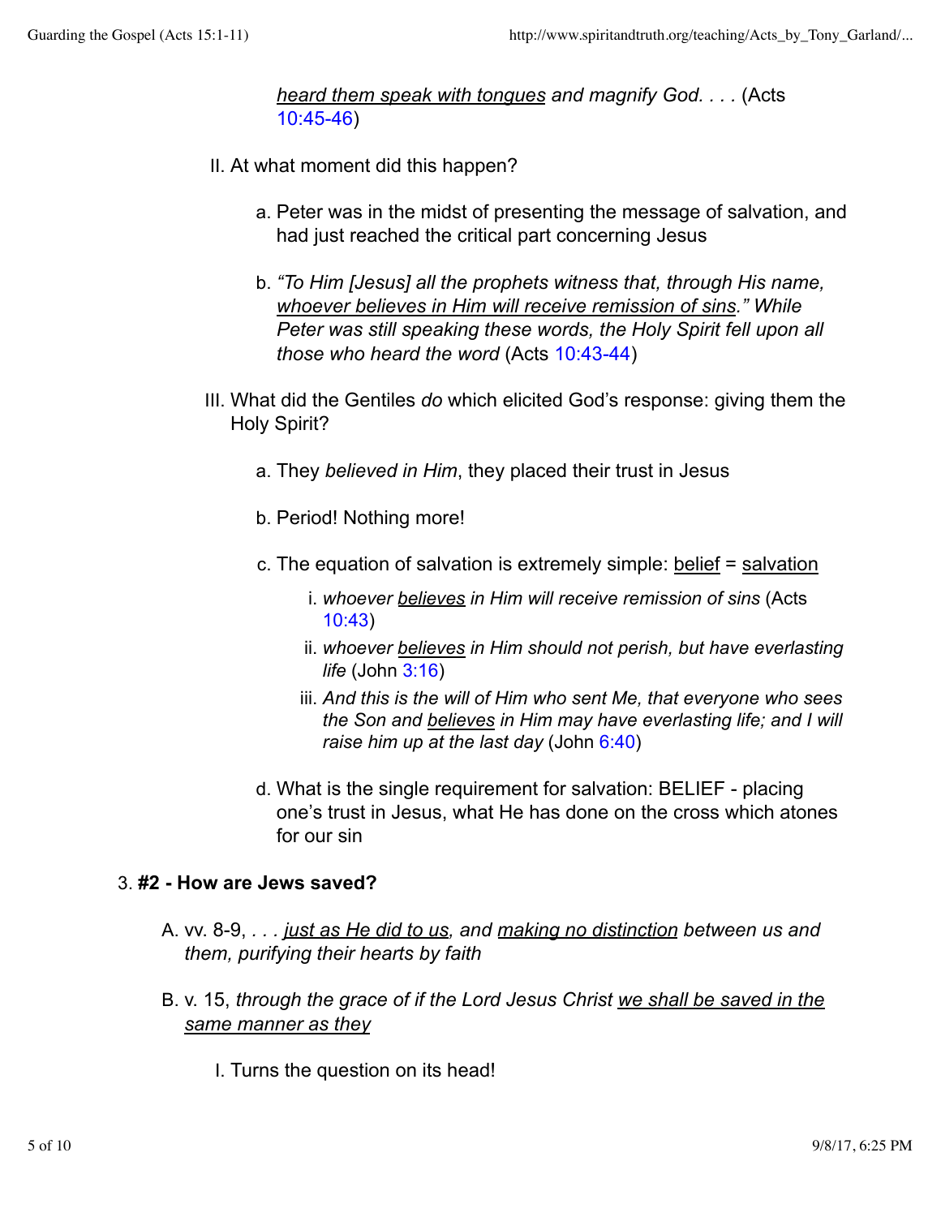<u>*heard them speak with tongues*</u> *and magnify God. . . .* (Acts 10:45-46)

II. At what moment did this happen?

  a. Peter was in the midst of presenting the message of salvation, and had just reached the critical part concerning Jesus

  b. *"To Him [Jesus] all the prophets witness that, through His name,* <u>*whoever believes in Him will receive remission of sins*</u>*." While Peter was still speaking these words, the Holy Spirit fell upon all those who heard the word* (Acts 10:43-44)

III. What did the Gentiles *do* which elicited God's response: giving them the Holy Spirit?

  a. They *believed in Him*, they placed their trust in Jesus

  b. Period! Nothing more!

  c. The equation of salvation is extremely simple: <u>belief</u> = <u>salvation</u>

    i. *whoever* <u>*believes*</u> *in Him will receive remission of sins* (Acts 10:43)

    ii. *whoever* <u>*believes*</u> *in Him should not perish, but have everlasting life* (John 3:16)

    iii. *And this is the will of Him who sent Me, that everyone who sees the Son and* <u>*believes*</u> *in Him may have everlasting life; and I will raise him up at the last day* (John 6:40)

  d. What is the single requirement for salvation: BELIEF - placing one's trust in Jesus, what He has done on the cross which atones for our sin

3. **#2 - How are Jews saved?**

  A. vv. 8-9, *. . .* <u>*just as He did to us*</u>*, and* <u>*making no distinction*</u> *between us and them, purifying their hearts by faith*

  B. v. 15, *through the grace of if the Lord Jesus Christ* <u>*we shall be saved in the same manner as they*</u>

    I. Turns the question on its head!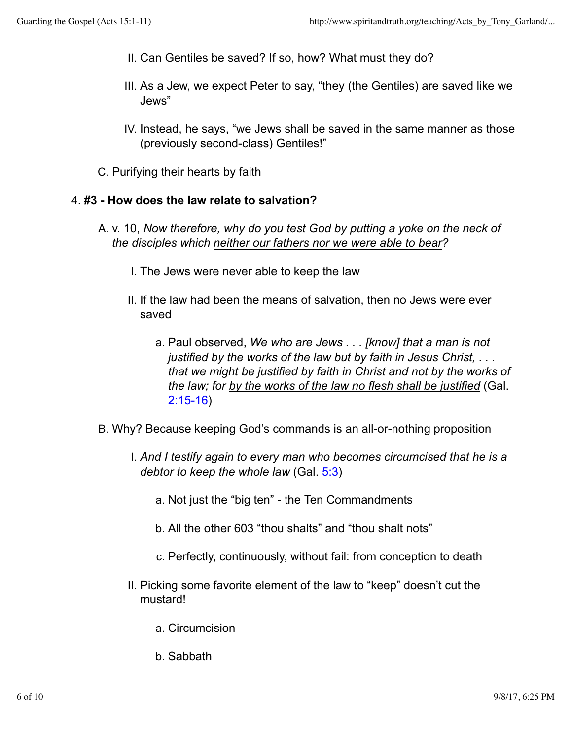II. Can Gentiles be saved? If so, how? What must they do?

   III. As a Jew, we expect Peter to say, "they (the Gentiles) are saved like we Jews"

   IV. Instead, he says, "we Jews shall be saved in the same manner as those (previously second-class) Gentiles!"

C. Purifying their hearts by faith

4. **#3 - How does the law relate to salvation?**

   A. v. 10, *Now therefore, why do you test God by putting a yoke on the neck of the disciples which <u>neither our fathers nor we were able to bear</u>?*

      I. The Jews were never able to keep the law

      II. If the law had been the means of salvation, then no Jews were ever saved

         a. Paul observed, *We who are Jews . . . [know] that a man is not justified by the works of the law but by faith in Jesus Christ, . . . that we might be justified by faith in Christ and not by the works of the law; for <u>by the works of the law no flesh shall be justified</u>* (Gal. 2:15-16)

   B. Why? Because keeping God's commands is an all-or-nothing proposition

      I. *And I testify again to every man who becomes circumcised that he is a debtor to keep the whole law* (Gal. 5:3)

         a. Not just the "big ten" - the Ten Commandments

         b. All the other 603 "thou shalts" and "thou shalt nots"

         c. Perfectly, continuously, without fail: from conception to death

      II. Picking some favorite element of the law to "keep" doesn't cut the mustard!

         a. Circumcision

         b. Sabbath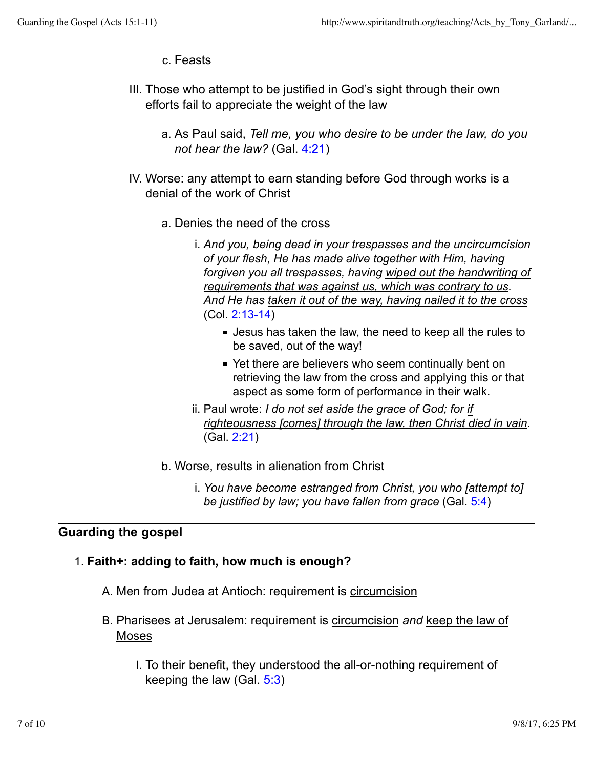c. Feasts

III. Those who attempt to be justified in God's sight through their own efforts fail to appreciate the weight of the law

   a. As Paul said, *Tell me, you who desire to be under the law, do you not hear the law?* (Gal. 4:21)

IV. Worse: any attempt to earn standing before God through works is a denial of the work of Christ

   a. Denies the need of the cross

      i. *And you, being dead in your trespasses and the uncircumcision of your flesh, He has made alive together with Him, having forgiven you all trespasses, having <u>wiped out the handwriting of requirements that was against us, which was contrary to us</u>. And He has <u>taken it out of the way, having nailed it to the cross</u>* (Col. 2:13-14)

         - Jesus has taken the law, the need to keep all the rules to be saved, out of the way!
         - Yet there are believers who seem continually bent on retrieving the law from the cross and applying this or that aspect as some form of performance in their walk.

      ii. Paul wrote: *I do not set aside the grace of God; for <u>if righteousness [comes] through the law, then Christ died in vain</u>.* (Gal. 2:21)

   b. Worse, results in alienation from Christ

      i. *You have become estranged from Christ, you who [attempt to] be justified by law; you have fallen from grace* (Gal. 5:4)

---

## Guarding the gospel

1. **Faith+: adding to faith, how much is enough?**

   A. Men from Judea at Antioch: requirement is <u>circumcision</u>

   B. Pharisees at Jerusalem: requirement is <u>circumcision</u> *and* <u>keep the law of Moses</u>

      I. To their benefit, they understood the all-or-nothing requirement of keeping the law (Gal. 5:3)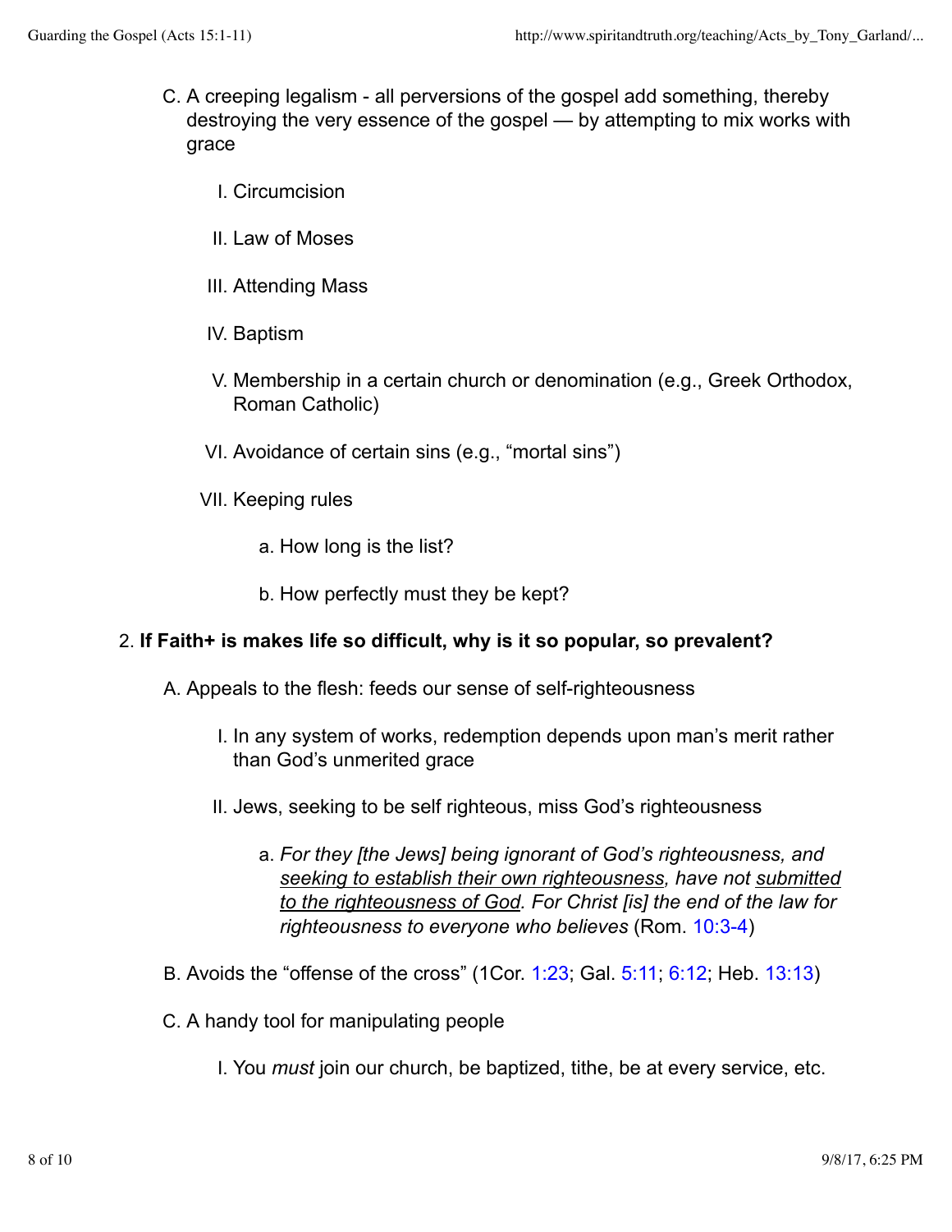C. A creeping legalism - all perversions of the gospel add something, thereby destroying the very essence of the gospel — by attempting to mix works with grace

   I. Circumcision

   II. Law of Moses

   III. Attending Mass

   IV. Baptism

   V. Membership in a certain church or denomination (e.g., Greek Orthodox, Roman Catholic)

   VI. Avoidance of certain sins (e.g., “mortal sins”)

   VII. Keeping rules

      a. How long is the list?

      b. How perfectly must they be kept?

2. **If Faith+ is makes life so difficult, why is it so popular, so prevalent?**

   A. Appeals to the flesh: feeds our sense of self-righteousness

      I. In any system of works, redemption depends upon man’s merit rather than God’s unmerited grace

      II. Jews, seeking to be self righteous, miss God’s righteousness

         a. *For they [the Jews] being ignorant of God’s righteousness, and <u>seeking to establish their own righteousness</u>, have not <u>submitted to the righteousness of God</u>. For Christ [is] the end of the law for righteousness to everyone who believes* (Rom. 10:3-4)

   B. Avoids the “offense of the cross” (1Cor. 1:23; Gal. 5:11; 6:12; Heb. 13:13)

   C. A handy tool for manipulating people

      I. You *must* join our church, be baptized, tithe, be at every service, etc.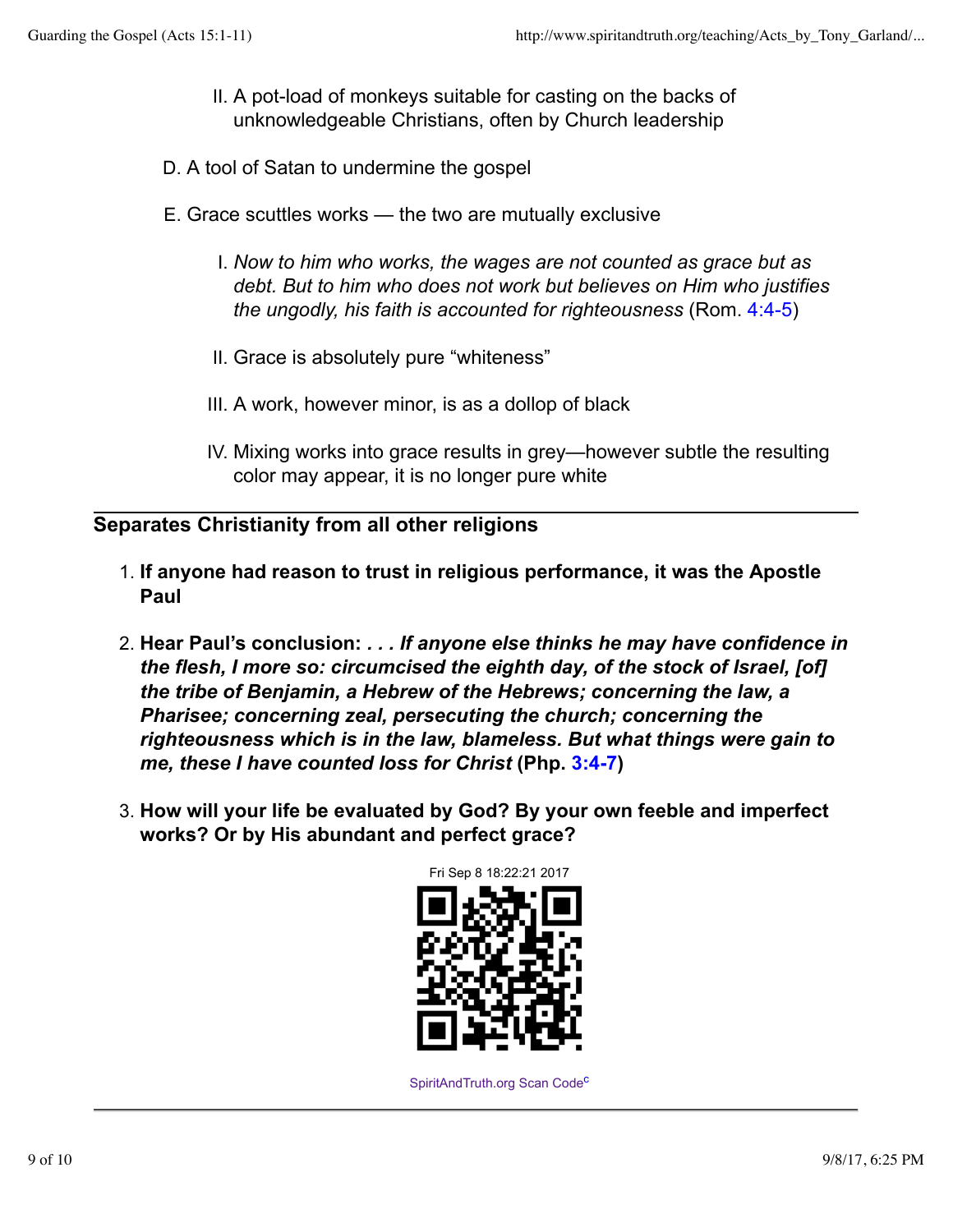II. A pot-load of monkeys suitable for casting on the backs of unknowledgeable Christians, often by Church leadership

D. A tool of Satan to undermine the gospel

E. Grace scuttles works — the two are mutually exclusive

I. *Now to him who works, the wages are not counted as grace but as debt. But to him who does not work but believes on Him who justifies the ungodly, his faith is accounted for righteousness* (Rom. 4:4-5)

II. Grace is absolutely pure "whiteness"

III. A work, however minor, is as a dollop of black

IV. Mixing works into grace results in grey—however subtle the resulting color may appear, it is no longer pure white

---

## Separates Christianity from all other religions

1. **If anyone had reason to trust in religious performance, it was the Apostle Paul**
2. **Hear Paul's conclusion:** ***. . . If anyone else thinks he may have confidence in the flesh, I more so: circumcised the eighth day, of the stock of Israel, [of] the tribe of Benjamin, a Hebrew of the Hebrews; concerning the law, a Pharisee; concerning zeal, persecuting the church; concerning the righteousness which is in the law, blameless. But what things were gain to me, these I have counted loss for Christ*** **(Php. 3:4-7)**
3. **How will your life be evaluated by God? By your own feeble and imperfect works? Or by His abundant and perfect grace?**

Fri Sep 8 18:22:21 2017

SpiritAndTruth.org Scan Code[c]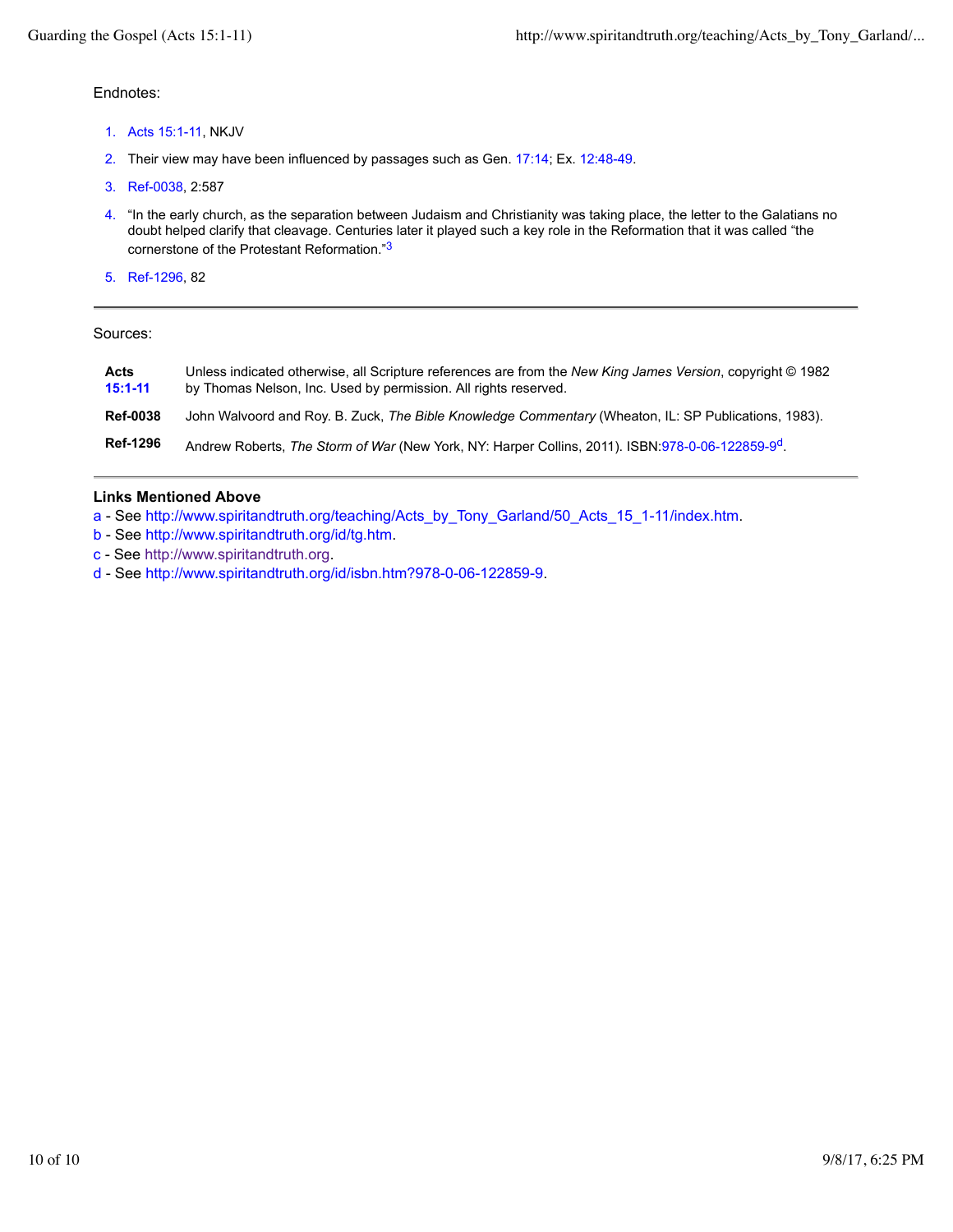Endnotes:

1. Acts 15:1-11, NKJV
2. Their view may have been influenced by passages such as Gen. 17:14; Ex. 12:48-49.
3. Ref-0038, 2:587
4. "In the early church, as the separation between Judaism and Christianity was taking place, the letter to the Galatians no doubt helped clarify that cleavage. Centuries later it played such a key role in the Reformation that it was called "the cornerstone of the Protestant Reformation."[3]
5. Ref-1296, 82

---

Sources:

| | |
|---|---|
| **Acts 15:1-11** | Unless indicated otherwise, all Scripture references are from the *New King James Version*, copyright © 1982 by Thomas Nelson, Inc. Used by permission. All rights reserved. |
| **Ref-0038** | John Walvoord and Roy. B. Zuck, *The Bible Knowledge Commentary* (Wheaton, IL: SP Publications, 1983). |
| **Ref-1296** | Andrew Roberts, *The Storm of War* (New York, NY: Harper Collins, 2011). ISBN:978-0-06-122859-9[d]. |

---

**Links Mentioned Above**

a - See http://www.spiritandtruth.org/teaching/Acts_by_Tony_Garland/50_Acts_15_1-11/index.htm.
b - See http://www.spiritandtruth.org/id/tg.htm.
c - See http://www.spiritandtruth.org.
d - See http://www.spiritandtruth.org/id/isbn.htm?978-0-06-122859-9.